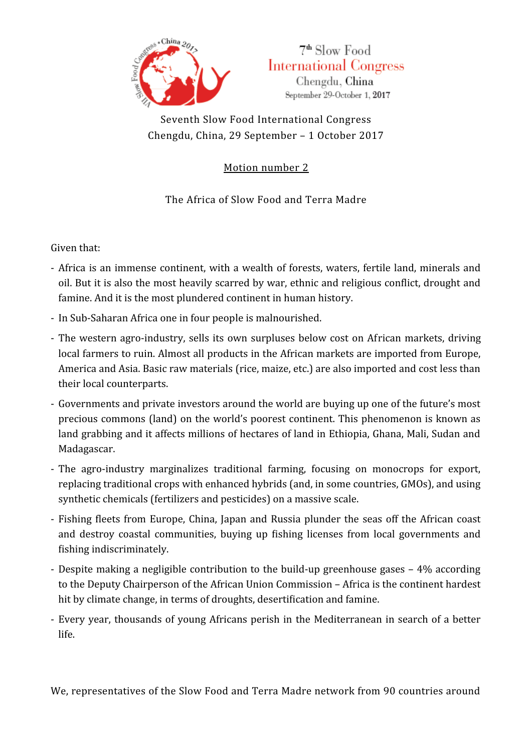7th Slow Food
International Congress
Chengdu, China
September 29-October 1, 2017

Seventh Slow Food International Congress
Chengdu, China, 29 September – 1 October 2017

Motion number 2

The Africa of Slow Food and Terra Madre

Given that:

- Africa is an immense continent, with a wealth of forests, waters, fertile land, minerals and oil. But it is also the most heavily scarred by war, ethnic and religious conflict, drought and famine. And it is the most plundered continent in human history.
- In Sub-Saharan Africa one in four people is malnourished.
- The western agro-industry, sells its own surpluses below cost on African markets, driving local farmers to ruin. Almost all products in the African markets are imported from Europe, America and Asia. Basic raw materials (rice, maize, etc.) are also imported and cost less than their local counterparts.
- Governments and private investors around the world are buying up one of the future's most precious commons (land) on the world's poorest continent. This phenomenon is known as land grabbing and it affects millions of hectares of land in Ethiopia, Ghana, Mali, Sudan and Madagascar.
- The agro-industry marginalizes traditional farming, focusing on monocrops for export, replacing traditional crops with enhanced hybrids (and, in some countries, GMOs), and using synthetic chemicals (fertilizers and pesticides) on a massive scale.
- Fishing fleets from Europe, China, Japan and Russia plunder the seas off the African coast and destroy coastal communities, buying up fishing licenses from local governments and fishing indiscriminately.
- Despite making a negligible contribution to the build-up greenhouse gases – 4% according to the Deputy Chairperson of the African Union Commission – Africa is the continent hardest hit by climate change, in terms of droughts, desertification and famine.
- Every year, thousands of young Africans perish in the Mediterranean in search of a better life.

We, representatives of the Slow Food and Terra Madre network from 90 countries around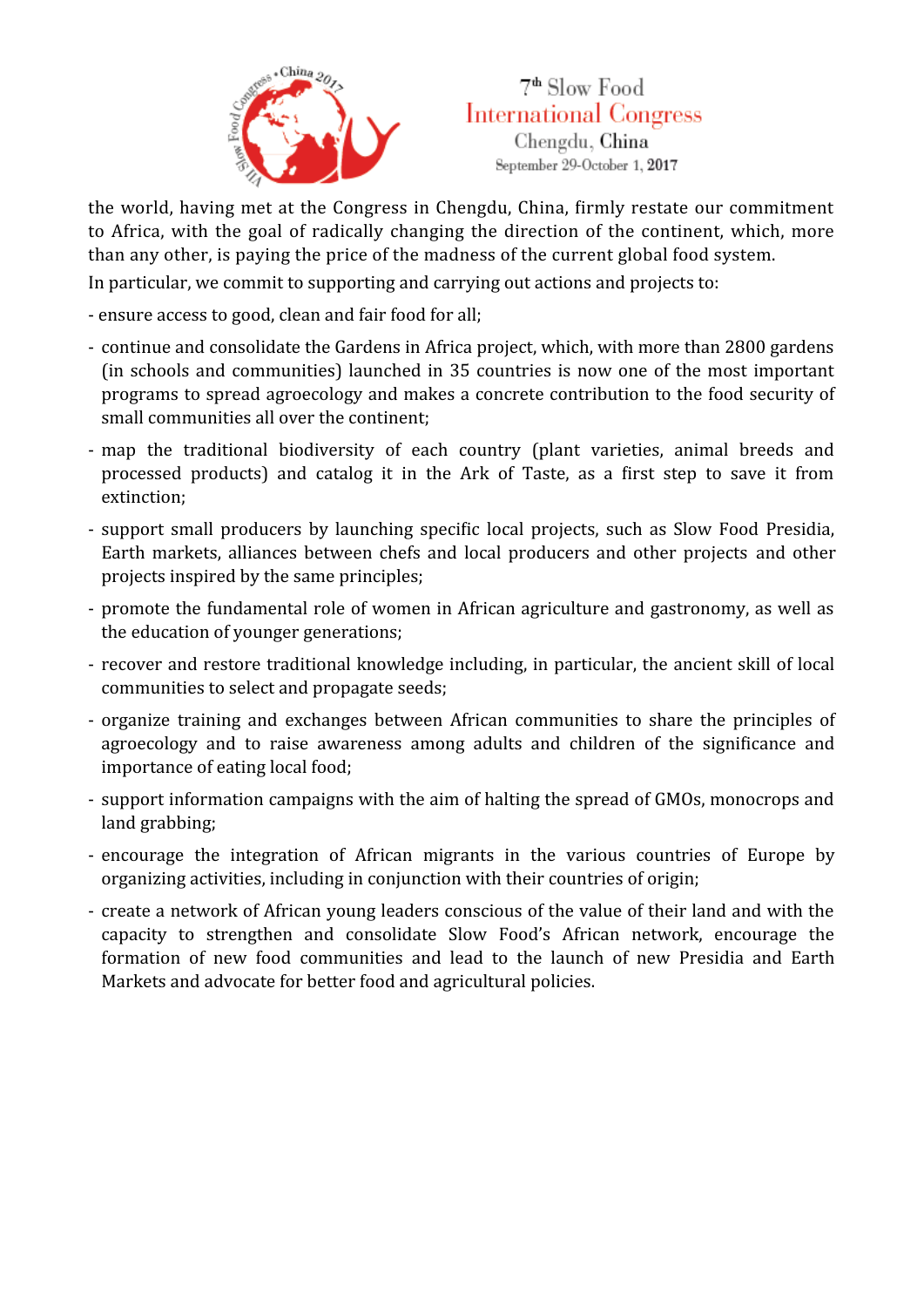the world, having met at the Congress in Chengdu, China, firmly restate our commitment to Africa, with the goal of radically changing the direction of the continent, which, more than any other, is paying the price of the madness of the current global food system.

In particular, we commit to supporting and carrying out actions and projects to:

- ensure access to good, clean and fair food for all;
- continue and consolidate the Gardens in Africa project, which, with more than 2800 gardens (in schools and communities) launched in 35 countries is now one of the most important programs to spread agroecology and makes a concrete contribution to the food security of small communities all over the continent;
- map the traditional biodiversity of each country (plant varieties, animal breeds and processed products) and catalog it in the Ark of Taste, as a first step to save it from extinction;
- support small producers by launching specific local projects, such as Slow Food Presidia, Earth markets, alliances between chefs and local producers and other projects and other projects inspired by the same principles;
- promote the fundamental role of women in African agriculture and gastronomy, as well as the education of younger generations;
- recover and restore traditional knowledge including, in particular, the ancient skill of local communities to select and propagate seeds;
- organize training and exchanges between African communities to share the principles of agroecology and to raise awareness among adults and children of the significance and importance of eating local food;
- support information campaigns with the aim of halting the spread of GMOs, monocrops and land grabbing;
- encourage the integration of African migrants in the various countries of Europe by organizing activities, including in conjunction with their countries of origin;
- create a network of African young leaders conscious of the value of their land and with the capacity to strengthen and consolidate Slow Food's African network, encourage the formation of new food communities and lead to the launch of new Presidia and Earth Markets and advocate for better food and agricultural policies.